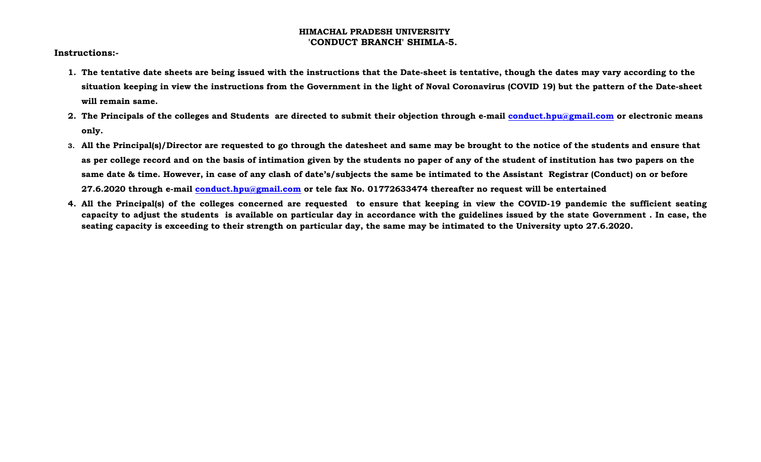**HIMACHAL PRADESH UNIVERSITY**
**'CONDUCT BRANCH' SHIMLA-5.**

**Instructions:-**

1. **The tentative date sheets are being issued with the instructions that the Date-sheet is tentative, though the dates may vary according to the situation keeping in view the instructions from the Government in the light of Noval Coronavirus (COVID 19) but the pattern of the Date-sheet will remain same.**
2. **The Principals of the colleges and Students are directed to submit their objection through e-mail conduct.hpu@gmail.com or electronic means only.**
3. **All the Principal(s)/Director are requested to go through the datesheet and same may be brought to the notice of the students and ensure that as per college record and on the basis of intimation given by the students no paper of any of the student of institution has two papers on the same date & time. However, in case of any clash of date's/subjects the same be intimated to the Assistant Registrar (Conduct) on or before 27.6.2020 through e-mail conduct.hpu@gmail.com or tele fax No. 01772633474 thereafter no request will be entertained**
4. **All the Principal(s) of the colleges concerned are requested to ensure that keeping in view the COVID-19 pandemic the sufficient seating capacity to adjust the students is available on particular day in accordance with the guidelines issued by the state Government . In case, the seating capacity is exceeding to their strength on particular day, the same may be intimated to the University upto 27.6.2020.**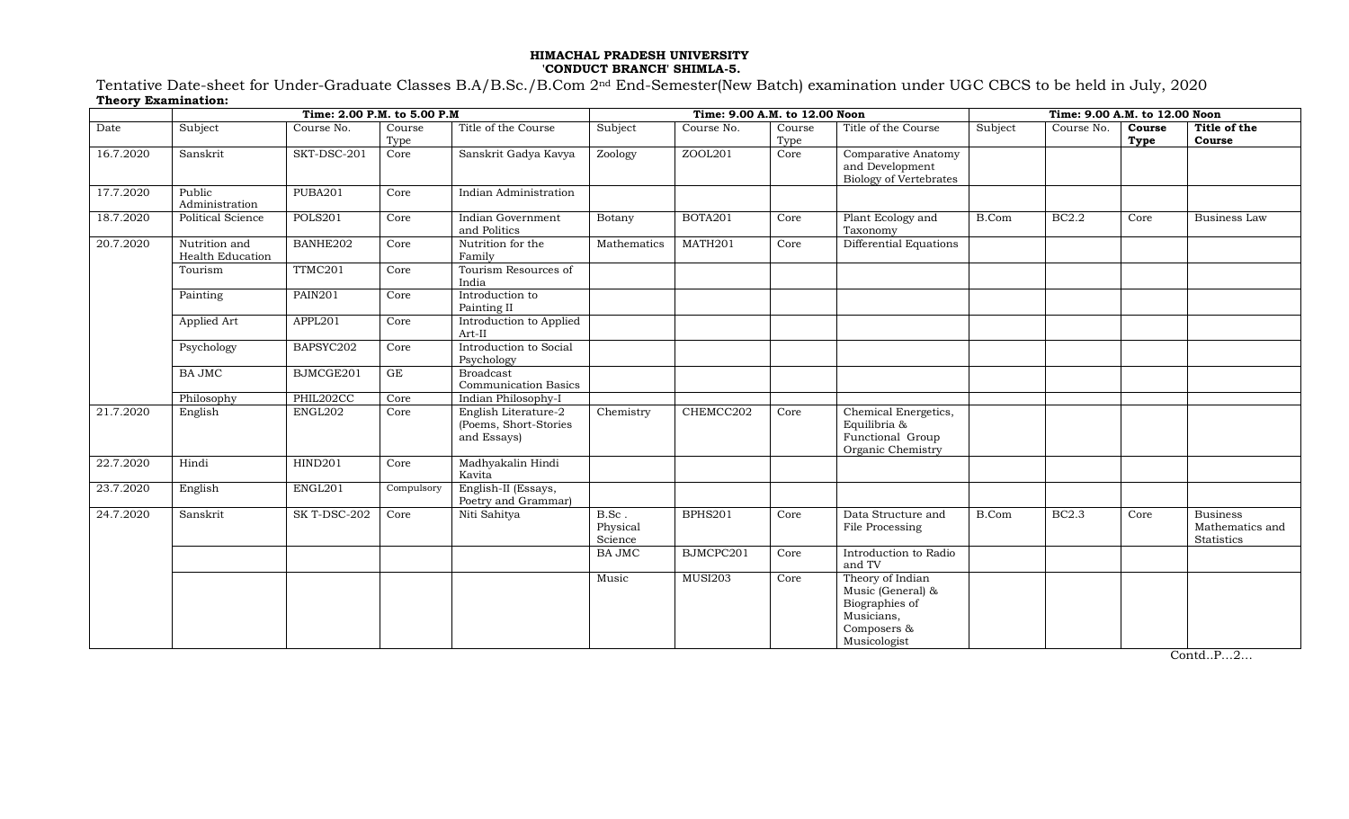**HIMACHAL PRADESH UNIVERSITY**
**'CONDUCT BRANCH' SHIMLA-5.**

Tentative Date-sheet for Under-Graduate Classes B.A/B.Sc./B.Com 2nd End-Semester(New Batch) examination under UGC CBCS to be held in July, 2020

**Theory Examination:**

| | Time: 2.00 P.M. to 5.00 P.M | | | | Time: 9.00 A.M. to 12.00 Noon | | | | Time: 9.00 A.M. to 12.00 Noon | | | |
|---|---|---|---|---|---|---|---|---|---|---|---|---|
| Date | Subject | Course No. | Course Type | Title of the Course | Subject | Course No. | Course Type | Title of the Course | Subject | Course No. | **Course Type** | **Title of the Course** |
| 16.7.2020 | Sanskrit | SKT-DSC-201 | Core | Sanskrit Gadya Kavya | Zoology | ZOOL201 | Core | Comparative Anatomy and Development Biology of Vertebrates | | | | |
| 17.7.2020 | Public Administration | PUBA201 | Core | Indian Administration | | | | | | | | |
| 18.7.2020 | Political Science | POLS201 | Core | Indian Government and Politics | Botany | BOTA201 | Core | Plant Ecology and Taxonomy | B.Com | BC2.2 | Core | Business Law |
| 20.7.2020 | Nutrition and Health Education | BANHE202 | Core | Nutrition for the Family | Mathematics | MATH201 | Core | Differential Equations | | | | |
| | Tourism | TTMC201 | Core | Tourism Resources of India | | | | | | | | |
| | Painting | PAIN201 | Core | Introduction to Painting II | | | | | | | | |
| | Applied Art | APPL201 | Core | Introduction to Applied Art-II | | | | | | | | |
| | Psychology | BAPSYC202 | Core | Introduction to Social Psychology | | | | | | | | |
| | BA JMC | BJMCGE201 | GE | Broadcast Communication Basics | | | | | | | | |
| | Philosophy | PHIL202CC | Core | Indian Philosophy-I | | | | | | | | |
| 21.7.2020 | English | ENGL202 | Core | English Literature-2 (Poems, Short-Stories and Essays) | Chemistry | CHEMCC202 | Core | Chemical Energetics, Equilibria & Functional Group Organic Chemistry | | | | |
| 22.7.2020 | Hindi | HIND201 | Core | Madhyakalin Hindi Kavita | | | | | | | | |
| 23.7.2020 | English | ENGL201 | Compulsory | English-II (Essays, Poetry and Grammar) | | | | | | | | |
| 24.7.2020 | Sanskrit | SK T-DSC-202 | Core | Niti Sahitya | B.Sc . Physical Science | BPHS201 | Core | Data Structure and File Processing | B.Com | BC2.3 | Core | Business Mathematics and Statistics |
| | | | | | BA JMC | BJMCPC201 | Core | Introduction to Radio and TV | | | | |
| | | | | | Music | MUSI203 | Core | Theory of Indian Music (General) & Biographies of Musicians, Composers & Musicologist | | | | |

Contd..P...2...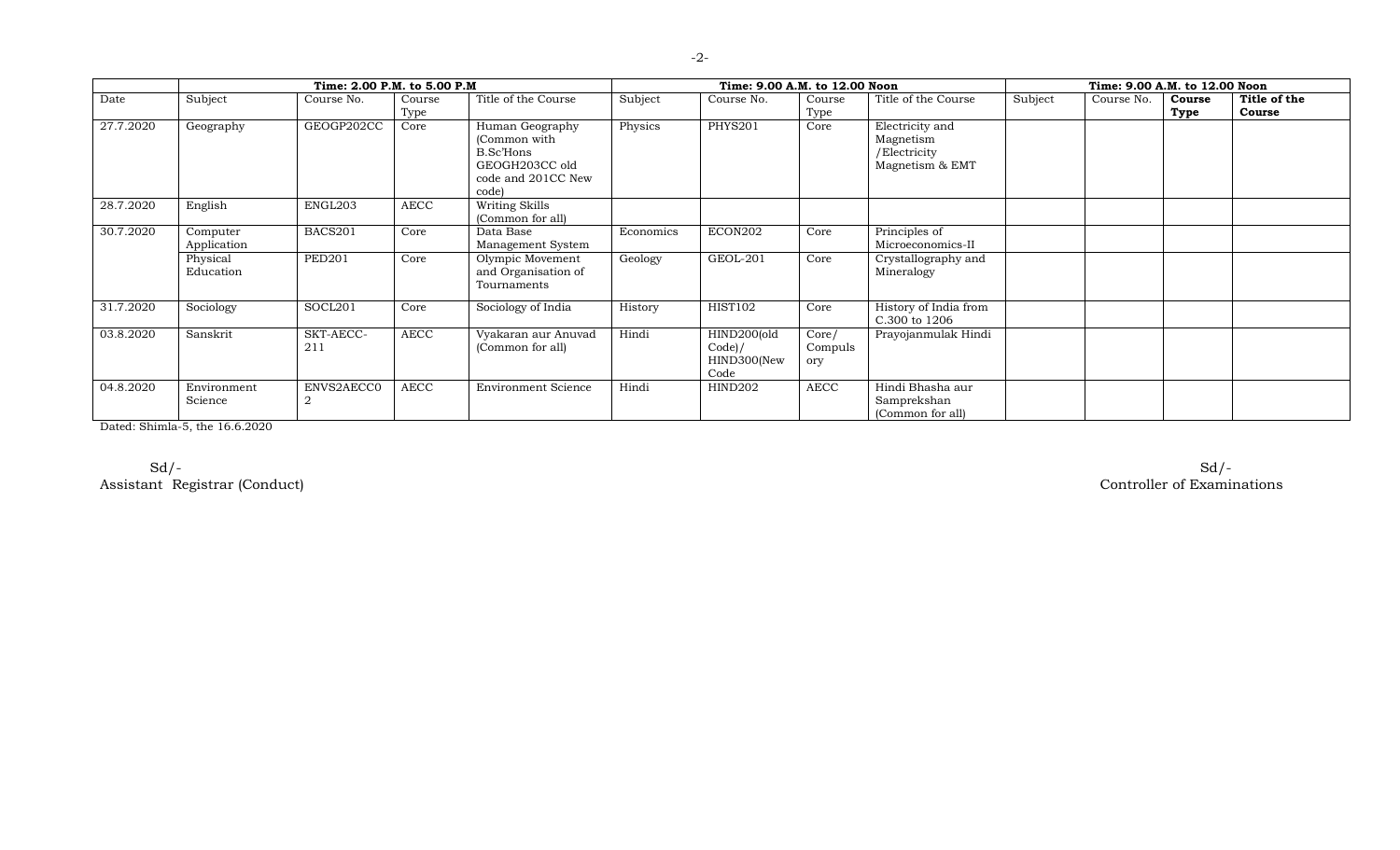| | Time: 2.00 P.M. to 5.00 P.M | | | | Time: 9.00 A.M. to 12.00 Noon | | | | Time: 9.00 A.M. to 12.00 Noon | | | |
|---|---|---|---|---|---|---|---|---|---|---|---|---|
| Date | Subject | Course No. | Course Type | Title of the Course | Subject | Course No. | Course Type | Title of the Course | Subject | Course No. | **Course Type** | **Title of the Course** |
| 27.7.2020 | Geography | GEOGP202CC | Core | Human Geography (Common with B.Sc'Hons GEOGH203CC old code and 201CC New code) | Physics | PHYS201 | Core | Electricity and Magnetism /Electricity Magnetism & EMT | | | | |
| 28.7.2020 | English | ENGL203 | AECC | Writing Skills (Common for all) | | | | | | | | |
| 30.7.2020 | Computer Application | BACS201 | Core | Data Base Management System | Economics | ECON202 | Core | Principles of Microeconomics-II | | | | |
| | Physical Education | PED201 | Core | Olympic Movement and Organisation of Tournaments | Geology | GEOL-201 | Core | Crystallography and Mineralogy | | | | |
| 31.7.2020 | Sociology | SOCL201 | Core | Sociology of India | History | HIST102 | Core | History of India from C.300 to 1206 | | | | |
| 03.8.2020 | Sanskrit | SKT-AECC-211 | AECC | Vyakaran aur Anuvad (Common for all) | Hindi | HIND200(old Code)/ HIND300(New Code | Core/ Compulsory | Prayojanmulak Hindi | | | | |
| 04.8.2020 | Environment Science | ENVS2AECC02 | AECC | Environment Science | Hindi | HIND202 | AECC | Hindi Bhasha aur Samprekshan (Common for all) | | | | |

Dated: Shimla-5, the 16.6.2020

Sd/-
Assistant Registrar (Conduct)

Sd/-
Controller of Examinations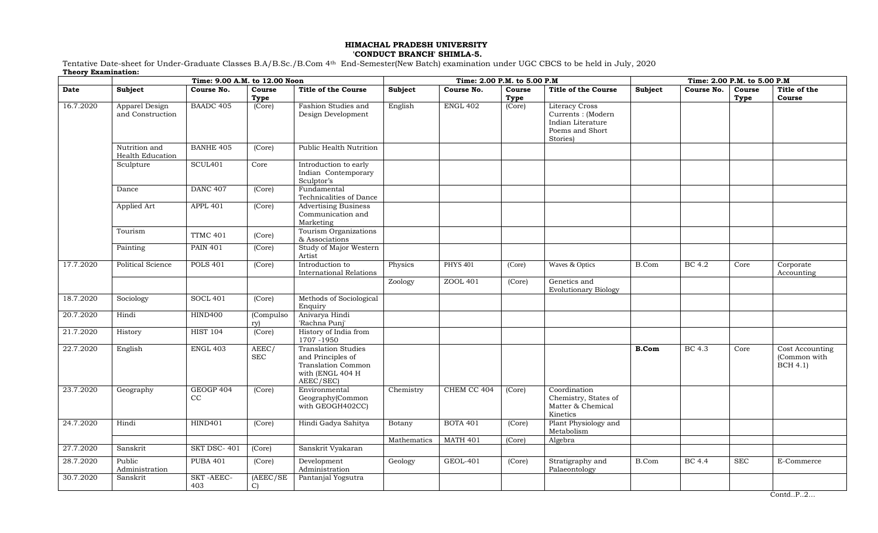**HIMACHAL PRADESH UNIVERSITY**
**'CONDUCT BRANCH' SHIMLA-5.**

Tentative Date-sheet for Under-Graduate Classes B.A/B.Sc./B.Com 4th End-Semester(New Batch) examination under UGC CBCS to be held in July, 2020

**Theory Examination:**

| | Time: 9.00 A.M. to 12.00 Noon | | | | Time: 2.00 P.M. to 5.00 P.M | | | | Time: 2.00 P.M. to 5.00 P.M | | | |
|---|---|---|---|---|---|---|---|---|---|---|---|---|
| **Date** | **Subject** | **Course No.** | **Course Type** | **Title of the Course** | **Subject** | **Course No.** | **Course Type** | **Title of the Course** | **Subject** | **Course No.** | **Course Type** | **Title of the Course** |
| 16.7.2020 | Apparel Design and Construction | BAADC 405 | (Core) | Fashion Studies and Design Development | English | ENGL 402 | (Core) | Literacy Cross Currents : (Modern Indian Literature Poems and Short Stories) | | | | |
| | Nutrition and Health Education | BANHE 405 | (Core) | Public Health Nutrition | | | | | | | | |
| | Sculpture | SCUL401 | Core | Introduction to early Indian Contemporary Sculptor's | | | | | | | | |
| | Dance | DANC 407 | (Core) | Fundamental Technicalities of Dance | | | | | | | | |
| | Applied Art | APPL 401 | (Core) | Advertising Business Communication and Marketing | | | | | | | | |
| | Tourism | TTMC 401 | (Core) | Tourism Organizations & Associations | | | | | | | | |
| | Painting | PAIN 401 | (Core) | Study of Major Western Artist | | | | | | | | |
| 17.7.2020 | Political Science | POLS 401 | (Core) | Introduction to International Relations | Physics | PHYS 401 | (Core) | Waves & Optics | B.Com | BC 4.2 | Core | Corporate Accounting |
| | | | | | Zoology | ZOOL 401 | (Core) | Genetics and Evolutionary Biology | | | | |
| 18.7.2020 | Sociology | SOCL 401 | (Core) | Methods of Sociological Enquiry | | | | | | | | |
| 20.7.2020 | Hindi | HIND400 | (Compulsory) | Anivarya Hindi 'Rachna Punj' | | | | | | | | |
| 21.7.2020 | History | HIST 104 | (Core) | History of India from 1707 -1950 | | | | | | | | |
| 22.7.2020 | English | ENGL 403 | AEEC/ SEC | Translation Studies and Principles of Translation Common with (ENGL 404 H AEEC/SEC) | | | | | **B.Com** | BC 4.3 | Core | Cost Accounting (Common with BCH 4.1) |
| 23.7.2020 | Geography | GEOGP 404 CC | (Core) | Environmental Geography(Common with GEOGH402CC) | Chemistry | CHEM CC 404 | (Core) | Coordination Chemistry, States of Matter & Chemical Kinetics | | | | |
| 24.7.2020 | Hindi | HIND401 | (Core) | Hindi Gadya Sahitya | Botany | BOTA 401 | (Core) | Plant Physiology and Metabolism | | | | |
| | | | | | Mathematics | MATH 401 | (Core) | Algebra | | | | |
| 27.7.2020 | Sanskrit | SKT DSC- 401 | (Core) | Sanskrit Vyakaran | | | | | | | | |
| 28.7.2020 | Public Administration | PUBA 401 | (Core) | Development Administration | Geology | GEOL-401 | (Core) | Stratigraphy and Palaeontology | B.Com | BC 4.4 | SEC | E-Commerce |
| 30.7.2020 | Sanskrit | SKT -AEEC-403 | (AEEC/SEC) | Pantanjal Yogsutra | | | | | | | | |

Contd..P..2…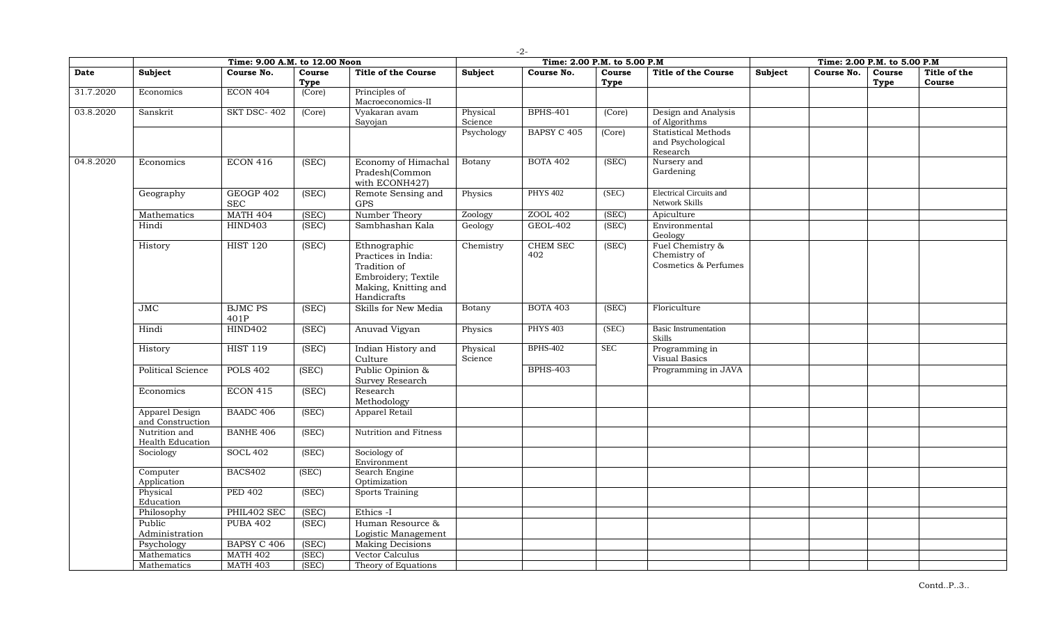| Date | Time: 9.00 A.M. to 12.00 Noon | | | | Time: 2.00 P.M. to 5.00 P.M | | | | Time: 2.00 P.M. to 5.00 P.M | | | |
|---|---|---|---|---|---|---|---|---|---|---|---|---|
| | **Subject** | **Course No.** | **Course Type** | **Title of the Course** | **Subject** | **Course No.** | **Course Type** | **Title of the Course** | **Subject** | **Course No.** | **Course Type** | **Title of the Course** |
| 31.7.2020 | Economics | ECON 404 | (Core) | Principles of Macroeconomics-II | | | | | | | | |
| 03.8.2020 | Sanskrit | SKT DSC- 402 | (Core) | Vyakaran avam Sayojan | Physical Science | BPHS-401 | (Core) | Design and Analysis of Algorithms | | | | |
| | | | | | Psychology | BAPSY C 405 | (Core) | Statistical Methods and Psychological Research | | | | |
| 04.8.2020 | Economics | ECON 416 | (SEC) | Economy of Himachal Pradesh(Common with ECONH427) | Botany | BOTA 402 | (SEC) | Nursery and Gardening | | | | |
| | Geography | GEOGP 402 SEC | (SEC) | Remote Sensing and GPS | Physics | PHYS 402 | (SEC) | Electrical Circuits and Network Skills | | | | |
| | Mathematics | MATH 404 | (SEC) | Number Theory | Zoology | ZOOL 402 | (SEC) | Apiculture | | | | |
| | Hindi | HIND403 | (SEC) | Sambhashan Kala | Geology | GEOL-402 | (SEC) | Environmental Geology | | | | |
| | History | HIST 120 | (SEC) | Ethnographic Practices in India: Tradition of Embroidery; Textile Making, Knitting and Handicrafts | Chemistry | CHEM SEC 402 | (SEC) | Fuel Chemistry & Chemistry of Cosmetics & Perfumes | | | | |
| | JMC | BJMC PS 401P | (SEC) | Skills for New Media | Botany | BOTA 403 | (SEC) | Floriculture | | | | |
| | Hindi | HIND402 | (SEC) | Anuvad Vigyan | Physics | PHYS 403 | (SEC) | Basic Instrumentation Skills | | | | |
| | History | HIST 119 | (SEC) | Indian History and Culture | Physical Science | BPHS-402 | SEC | Programming in Visual Basics | | | | |
| | Political Science | POLS 402 | (SEC) | Public Opinion & Survey Research | | BPHS-403 | | Programming in JAVA | | | | |
| | Economics | ECON 415 | (SEC) | Research Methodology | | | | | | | | |
| | Apparel Design and Construction | BAADC 406 | (SEC) | Apparel Retail | | | | | | | | |
| | Nutrition and Health Education | BANHE 406 | (SEC) | Nutrition and Fitness | | | | | | | | |
| | Sociology | SOCL 402 | (SEC) | Sociology of Environment | | | | | | | | |
| | Computer Application | BACS402 | (SEC) | Search Engine Optimization | | | | | | | | |
| | Physical Education | PED 402 | (SEC) | Sports Training | | | | | | | | |
| | Philosophy | PHIL402 SEC | (SEC) | Ethics -I | | | | | | | | |
| | Public Administration | PUBA 402 | (SEC) | Human Resource & Logistic Management | | | | | | | | |
| | Psychology | BAPSY C 406 | (SEC) | Making Decisions | | | | | | | | |
| | Mathematics | MATH 402 | (SEC) | Vector Calculus | | | | | | | | |
| | Mathematics | MATH 403 | (SEC) | Theory of Equations | | | | | | | | |

Contd..P..3..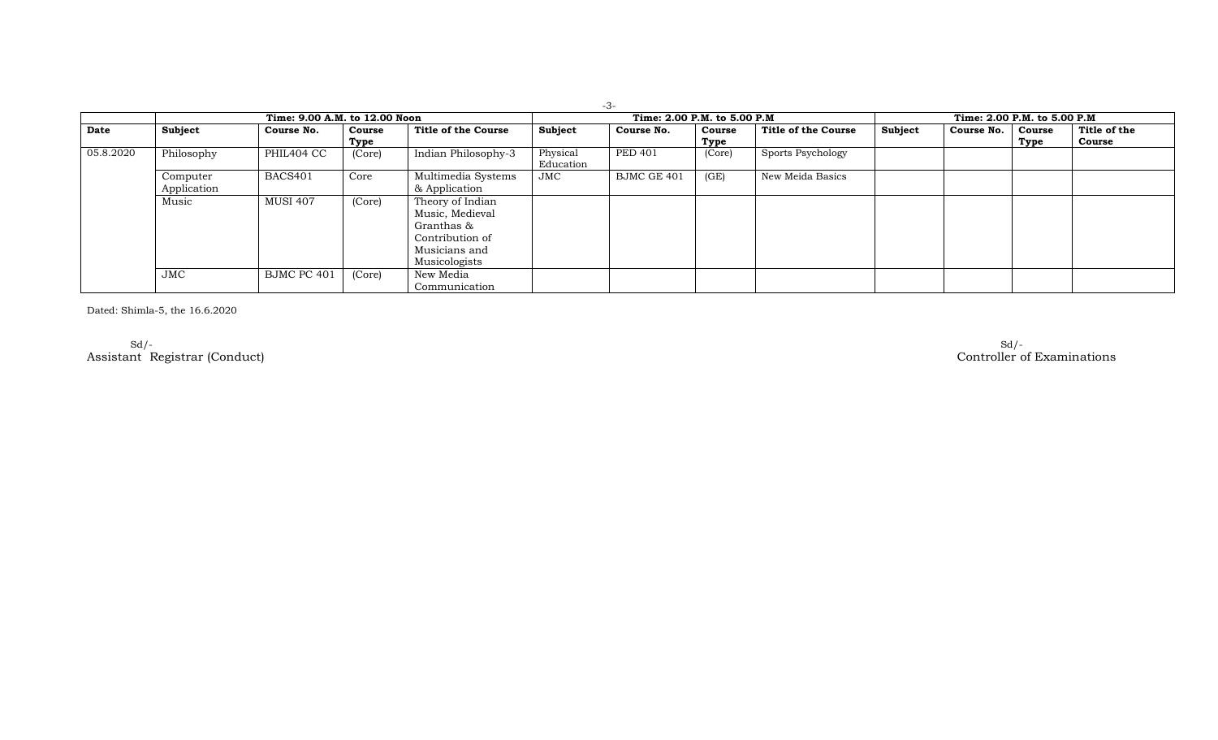| | Time: 9.00 A.M. to 12.00 Noon | | | | Time: 2.00 P.M. to 5.00 P.M | | | | Time: 2.00 P.M. to 5.00 P.M | | | |
|---|---|---|---|---|---|---|---|---|---|---|---|---|
| **Date** | **Subject** | **Course No.** | **Course Type** | **Title of the Course** | **Subject** | **Course No.** | **Course Type** | **Title of the Course** | **Subject** | **Course No.** | **Course Type** | **Title of the Course** |
| 05.8.2020 | Philosophy | PHIL404 CC | (Core) | Indian Philosophy-3 | Physical Education | PED 401 | (Core) | Sports Psychology | | | | |
| | Computer Application | BACS401 | Core | Multimedia Systems & Application | JMC | BJMC GE 401 | (GE) | New Meida Basics | | | | |
| | Music | MUSI 407 | (Core) | Theory of Indian Music, Medieval Granthas & Contribution of Musicians and Musicologists | | | | | | | | |
| | JMC | BJMC PC 401 | (Core) | New Media Communication | | | | | | | | |

Dated: Shimla-5, the 16.6.2020

Sd/-
Assistant Registrar (Conduct)

Sd/-
Controller of Examinations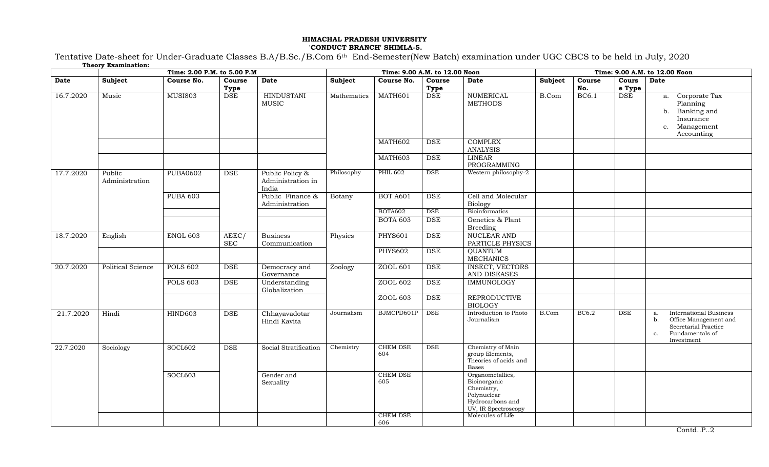**HIMACHAL PRADESH UNIVERSITY**
**'CONDUCT BRANCH' SHIMLA-5.**

Tentative Date-sheet for Under-Graduate Classes B.A/B.Sc./B.Com 6th End-Semester(New Batch) examination under UGC CBCS to be held in July, 2020

**Theory Examination:**

| | Time: 2.00 P.M. to 5.00 P.M | | | | Time: 9.00 A.M. to 12.00 Noon | | | | Time: 9.00 A.M. to 12.00 Noon | | | |
|---|---|---|---|---|---|---|---|---|---|---|---|---|
| **Date** | **Subject** | **Course No.** | **Course Type** | **Date** | **Subject** | **Course No.** | **Course Type** | **Date** | **Subject** | **Course No.** | **Course Type** | **Date** |
| 16.7.2020 | Music | MUSI803 | DSE | HINDUSTANI MUSIC | Mathematics | MATH601 | DSE | NUMERICAL METHODS | B.Com | BC6.1 | DSE | a. Corporate Tax Planning b. Banking and Insurance c. Management Accounting |
| | | | | | | MATH602 | DSE | COMPLEX ANALYSIS | | | | |
| | | | | | | MATH603 | DSE | LINEAR PROGRAMMING | | | | |
| 17.7.2020 | Public Administration | PUBA0602 | DSE | Public Policy & Administration in India | Philosophy | PHIL 602 | DSE | Western philosophy-2 | | | | |
| | | PUBA 603 | | Public Finance & Administration | Botany | BOT A601 | DSE | Cell and Molecular Biology | | | | |
| | | | | | | BOTA602 | DSE | Bioinformatics | | | | |
| | | | | | | BOTA 603 | DSE | Genetics & Plant Breeding | | | | |
| 18.7.2020 | English | ENGL 603 | AEEC/ SEC | Business Communication | Physics | PHYS601 | DSE | NUCLEAR AND PARTICLE PHYSICS | | | | |
| | | | | | | PHYS602 | DSE | QUANTUM MECHANICS | | | | |
| 20.7.2020 | Political Science | POLS 602 | DSE | Democracy and Governance | Zoology | ZOOL 601 | DSE | INSECT, VECTORS AND DISEASES | | | | |
| | | POLS 603 | DSE | Understanding Globalization | | ZOOL 602 | DSE | IMMUNOLOGY | | | | |
| | | | | | | ZOOL 603 | DSE | REPRODUCTIVE BIOLOGY | | | | |
| 21.7.2020 | Hindi | HIND603 | DSE | Chhayavadotar Hindi Kavita | Journalism | BJMCPD601P | DSE | Introduction to Photo Journalism | B.Com | BC6.2 | DSE | a. International Business b. Office Management and Secretarial Practice c. Fundamentals of Investment |
| 22.7.2020 | Sociology | SOCL602 | DSE | Social Stratification | Chemistry | CHEM DSE 604 | DSE | Chemistry of Main group Elements, Theories of acids and Bases | | | | |
| | | SOCL603 | | Gender and Sexuality | | CHEM DSE 605 | | Organometallics, Bioinorganic Chemistry, Polynuclear Hydrocarbons and UV, IR Spectroscopy | | | | |
| | | | | | | CHEM DSE 606 | | Molecules of Life | | | | |

Contd..P..2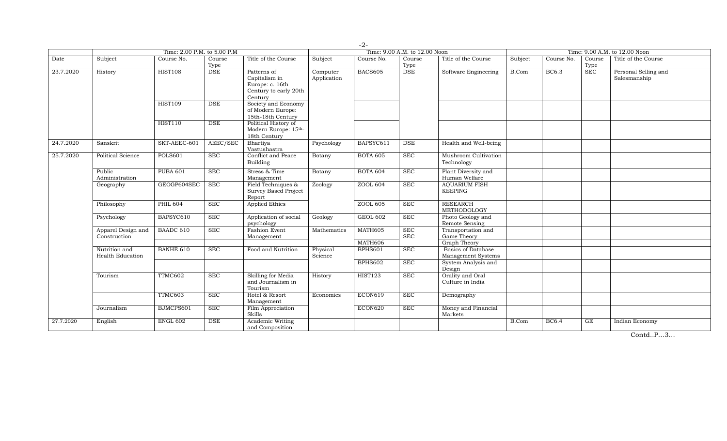| | Time: 2.00 P.M. to 5.00 P.M | | | | Time: 9.00 A.M. to 12.00 Noon | | | | Time: 9.00 A.M. to 12.00 Noon | | | |
|---|---|---|---|---|---|---|---|---|---|---|---|---|
| Date | Subject | Course No. | Course Type | Title of the Course | Subject | Course No. | Course Type | Title of the Course | Subject | Course No. | Course Type | Title of the Course |
| 23.7.2020 | History | HIST108 | DSE | Patterns of Capitalism in Europe: c. 16th Century to early 20th Century | Computer Application | BACS605 | DSE | Software Engineering | B.Com | BC6.3 | SEC | Personal Selling and Salesmanship |
| | | HIST109 | DSE | Society and Economy of Modern Europe: 15th-18th Century | | | | | | | | |
| | | HIST110 | DSE | Political History of Modern Europe: 15th-18th Century | | | | | | | | |
| 24.7.2020 | Sanskrit | SKT-AEEC-601 | AEEC/SEC | Bhartiya Vastushastra | Psychology | BAPSYC611 | DSE | Health and Well-being | | | | |
| 25.7.2020 | Political Science | POLS601 | SEC | Conflict and Peace Building | Botany | BOTA 605 | SEC | Mushroom Cultivation Technology | | | | |
| | Public Administration | PUBA 601 | SEC | Stress & Time Management | Botany | BOTA 604 | SEC | Plant Diversity and Human Welfare | | | | |
| | Geography | GEOGP604SEC | SEC | Field Techniques & Survey Based Project Report | Zoology | ZOOL 604 | SEC | AQUARIUM FISH KEEPING | | | | |
| | Philosophy | PHIL 604 | SEC | Applied Ethics | | ZOOL 605 | SEC | RESEARCH METHODOLOGY | | | | |
| | Psychology | BAPSYC610 | SEC | Application of social psychology | Geology | GEOL 602 | SEC | Photo Geology and Remote Sensing | | | | |
| | Apparel Design and Construction | BAADC 610 | SEC | Fashion Event Management | Mathematics | MATH605 | SEC | Transportation and Game Theory | | | | |
| | | | | | | MATH606 | SEC | Graph Theory | | | | |
| | Nutrition and Health Education | BANHE 610 | SEC | Food and Nutrition | Physical Science | BPHS601 | SEC | Basics of Database Management Systems | | | | |
| | | | | | | BPHS602 | SEC | System Analysis and Design | | | | |
| | Tourism | TTMC602 | SEC | Skilling for Media and Journalism in Tourism | History | HIST123 | SEC | Orality and Oral Culture in India | | | | |
| | | TTMC603 | SEC | Hotel & Resort Management | Economics | ECON619 | SEC | Demography | | | | |
| | Journalism | BJMCPS601 | SEC | Film Appreciation Skills | | ECON620 | SEC | Money and Financial Markets | | | | |
| 27.7.2020 | English | ENGL 602 | DSE | Academic Writing and Composition | | | | | B.Com | BC6.4 | GE | Indian Economy |

Contd..P...3...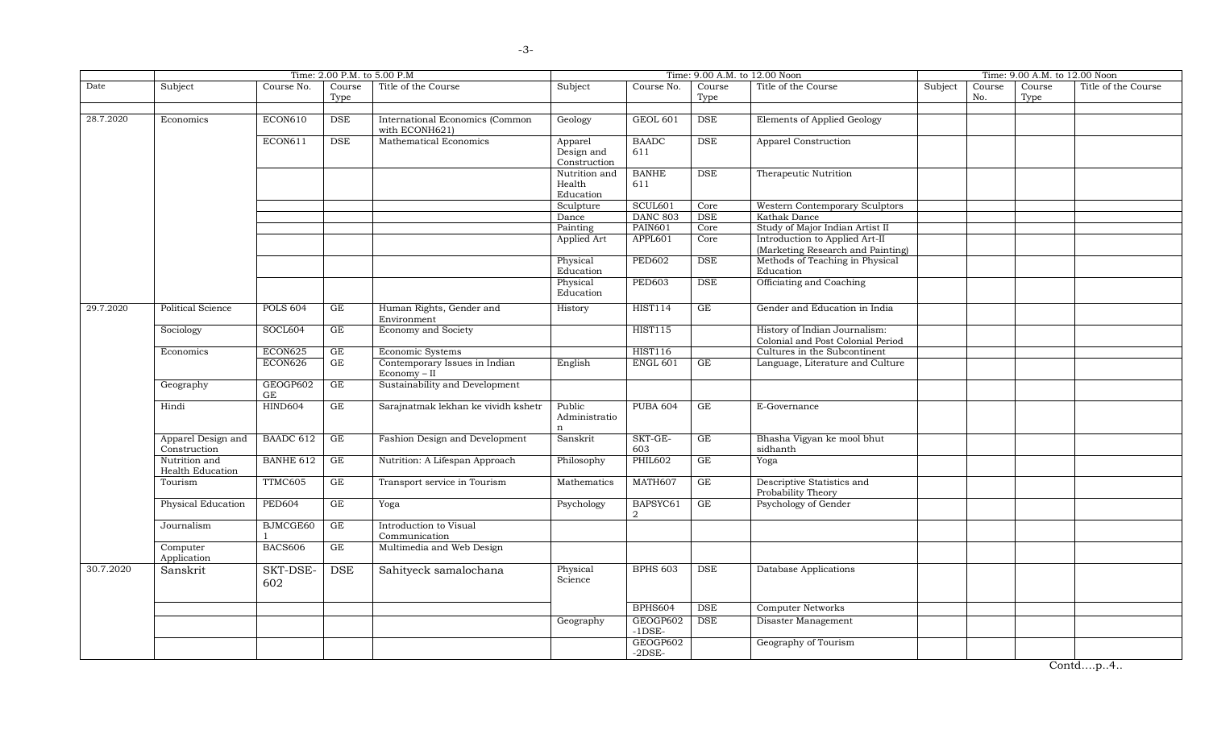| | Time: 2.00 P.M. to 5.00 P.M | | | | Time: 9.00 A.M. to 12.00 Noon | | | | Time: 9.00 A.M. to 12.00 Noon | | | |
|---|---|---|---|---|---|---|---|---|---|---|---|---|
| Date | Subject | Course No. | Course Type | Title of the Course | Subject | Course No. | Course Type | Title of the Course | Subject | Course No. | Course Type | Title of the Course |
| | | | | | | | | | | | | |
| 28.7.2020 | Economics | ECON610 | DSE | International Economics (Common with ECONH621) | Geology | GEOL 601 | DSE | Elements of Applied Geology | | | | |
| | | ECON611 | DSE | Mathematical Economics | Apparel Design and Construction | BAADC 611 | DSE | Apparel Construction | | | | |
| | | | | | Nutrition and Health Education | BANHE 611 | DSE | Therapeutic Nutrition | | | | |
| | | | | | Sculpture | SCUL601 | Core | Western Contemporary Sculptors | | | | |
| | | | | | Dance | DANC 803 | DSE | Kathak Dance | | | | |
| | | | | | Painting | PAIN601 | Core | Study of Major Indian Artist II | | | | |
| | | | | | Applied Art | APPL601 | Core | Introduction to Applied Art-II (Marketing Research and Painting) | | | | |
| | | | | | Physical Education | PED602 | DSE | Methods of Teaching in Physical Education | | | | |
| | | | | | Physical Education | PED603 | DSE | Officiating and Coaching | | | | |
| 29.7.2020 | Political Science | POLS 604 | GE | Human Rights, Gender and Environment | History | HIST114 | GE | Gender and Education in India | | | | |
| | Sociology | SOCL604 | GE | Economy and Society | | HIST115 | | History of Indian Journalism: Colonial and Post Colonial Period | | | | |
| | Economics | ECON625 | GE | Economic Systems | | HIST116 | | Cultures in the Subcontinent | | | | |
| | | ECON626 | GE | Contemporary Issues in Indian Economy – II | English | ENGL 601 | GE | Language, Literature and Culture | | | | |
| | Geography | GEOGP602 GE | GE | Sustainability and Development | | | | | | | | |
| | Hindi | HIND604 | GE | Sarajnatmak lekhan ke vividh kshetr | Public Administration | PUBA 604 | GE | E-Governance | | | | |
| | Apparel Design and Construction | BAADC 612 | GE | Fashion Design and Development | Sanskrit | SKT-GE-603 | GE | Bhasha Vigyan ke mool bhut sidhanth | | | | |
| | Nutrition and Health Education | BANHE 612 | GE | Nutrition: A Lifespan Approach | Philosophy | PHIL602 | GE | Yoga | | | | |
| | Tourism | TTMC605 | GE | Transport service in Tourism | Mathematics | MATH607 | GE | Descriptive Statistics and Probability Theory | | | | |
| | Physical Education | PED604 | GE | Yoga | Psychology | BAPSYC612 | GE | Psychology of Gender | | | | |
| | Journalism | BJMCGE601 | GE | Introduction to Visual Communication | | | | | | | | |
| | Computer Application | BACS606 | GE | Multimedia and Web Design | | | | | | | | |
| 30.7.2020 | Sanskrit | SKT-DSE-602 | DSE | Sahityeck samalochana | Physical Science | BPHS 603 | DSE | Database Applications | | | | |
| | | | | | | BPHS604 | DSE | Computer Networks | | | | |
| | | | | | Geography | GEOGP602-1DSE- | DSE | Disaster Management | | | | |
| | | | | | | GEOGP602-2DSE- | | Geography of Tourism | | | | |

Contd….p..4..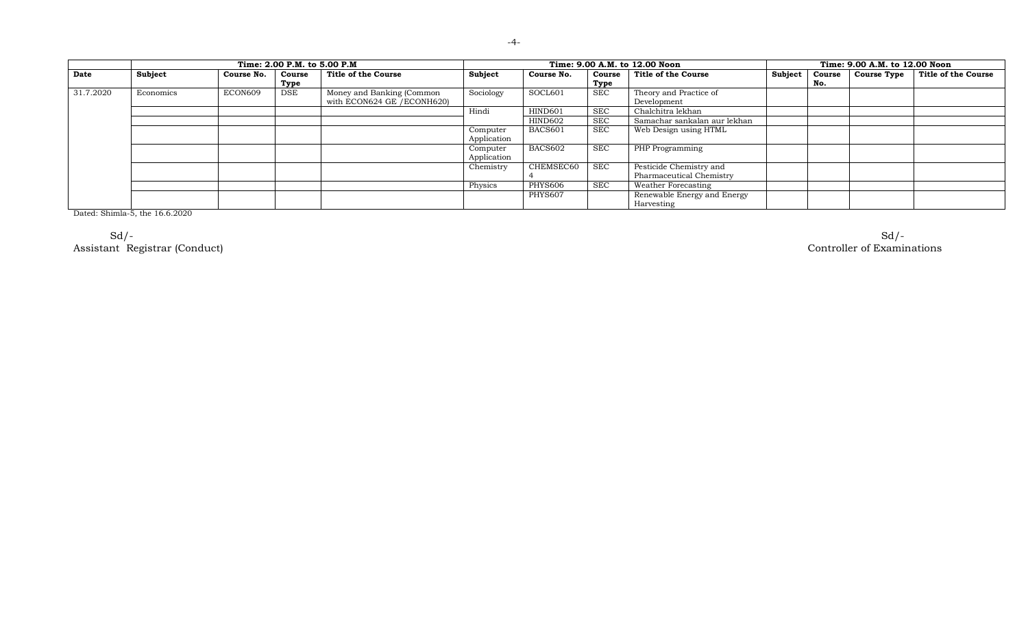| | Time: 2.00 P.M. to 5.00 P.M | | | | Time: 9.00 A.M. to 12.00 Noon | | | | Time: 9.00 A.M. to 12.00 Noon | | | |
|---|---|---|---|---|---|---|---|---|---|---|---|---|
| **Date** | **Subject** | **Course No.** | **Course Type** | **Title of the Course** | **Subject** | **Course No.** | **Course Type** | **Title of the Course** | **Subject** | **Course No.** | **Course Type** | **Title of the Course** |
| 31.7.2020 | Economics | ECON609 | DSE | Money and Banking (Common with ECON624 GE /ECONH620) | Sociology | SOCL601 | SEC | Theory and Practice of Development | | | | |
| | | | | | Hindi | HIND601 | SEC | Chalchitra lekhan | | | | |
| | | | | | | HIND602 | SEC | Samachar sankalan aur lekhan | | | | |
| | | | | | Computer Application | BACS601 | SEC | Web Design using HTML | | | | |
| | | | | | Computer Application | BACS602 | SEC | PHP Programming | | | | |
| | | | | | Chemistry | CHEMSEC604 | SEC | Pesticide Chemistry and Pharmaceutical Chemistry | | | | |
| | | | | | Physics | PHYS606 | SEC | Weather Forecasting | | | | |
| | | | | | | PHYS607 | | Renewable Energy and Energy Harvesting | | | | |

Dated: Shimla-5, the 16.6.2020

Sd/-
Assistant Registrar (Conduct)

Sd/-
Controller of Examinations